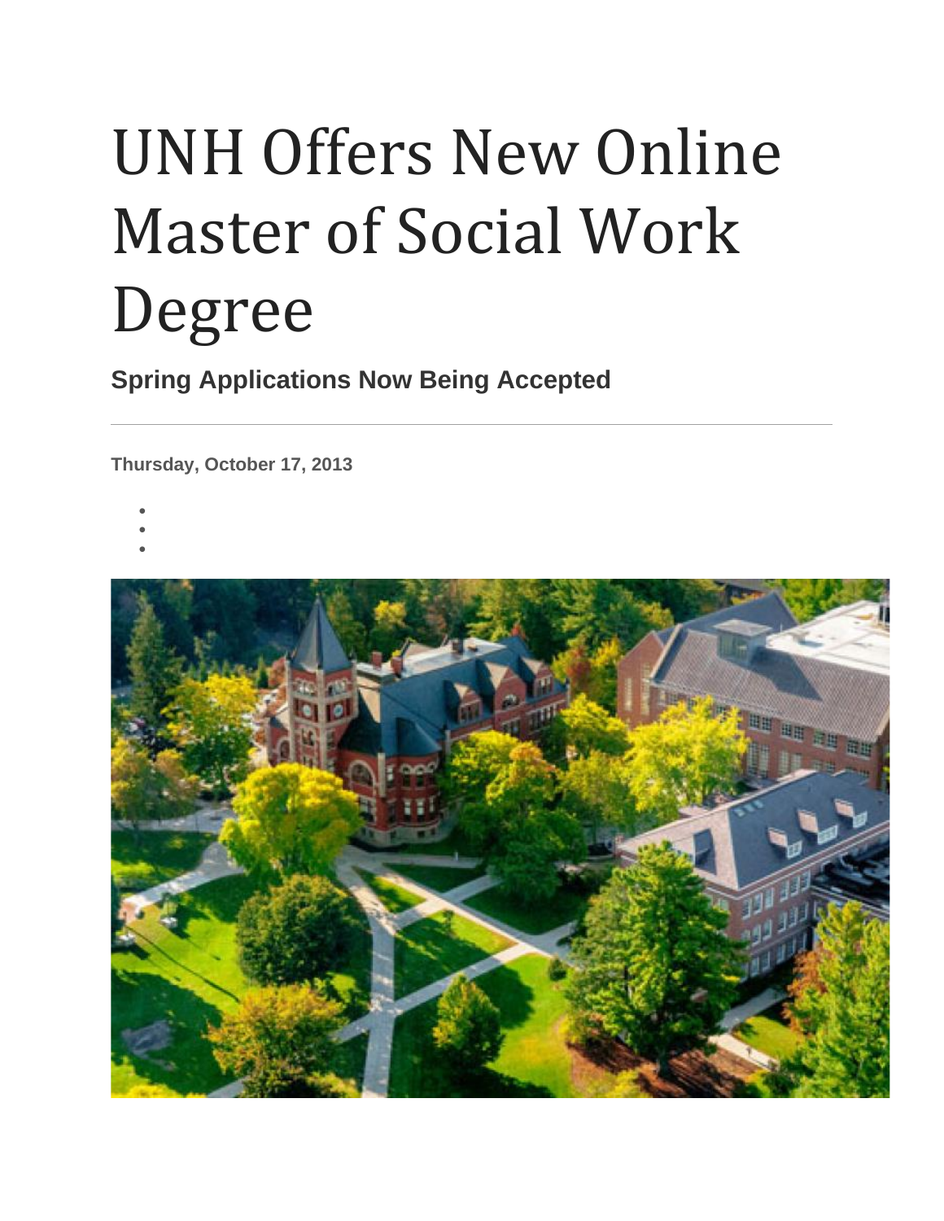# UNH Offers New Online Master of Social Work Degree

**Spring Applications Now Being Accepted**

---

**Thursday, October 17, 2013**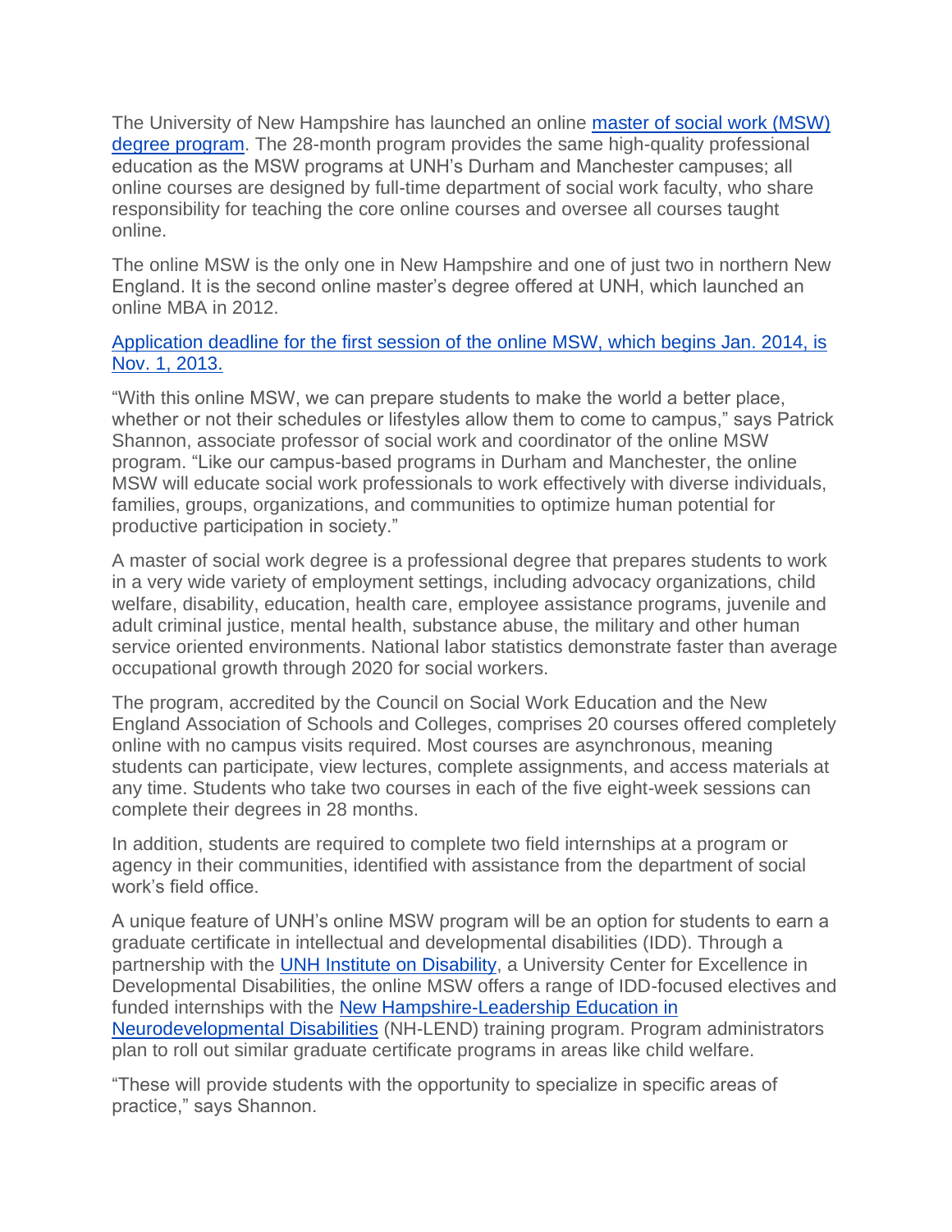The University of New Hampshire has launched an online master of social work (MSW) degree program. The 28-month program provides the same high-quality professional education as the MSW programs at UNH's Durham and Manchester campuses; all online courses are designed by full-time department of social work faculty, who share responsibility for teaching the core online courses and oversee all courses taught online.

The online MSW is the only one in New Hampshire and one of just two in northern New England. It is the second online master's degree offered at UNH, which launched an online MBA in 2012.

Application deadline for the first session of the online MSW, which begins Jan. 2014, is Nov. 1, 2013.

"With this online MSW, we can prepare students to make the world a better place, whether or not their schedules or lifestyles allow them to come to campus," says Patrick Shannon, associate professor of social work and coordinator of the online MSW program. "Like our campus-based programs in Durham and Manchester, the online MSW will educate social work professionals to work effectively with diverse individuals, families, groups, organizations, and communities to optimize human potential for productive participation in society."

A master of social work degree is a professional degree that prepares students to work in a very wide variety of employment settings, including advocacy organizations, child welfare, disability, education, health care, employee assistance programs, juvenile and adult criminal justice, mental health, substance abuse, the military and other human service oriented environments. National labor statistics demonstrate faster than average occupational growth through 2020 for social workers.

The program, accredited by the Council on Social Work Education and the New England Association of Schools and Colleges, comprises 20 courses offered completely online with no campus visits required. Most courses are asynchronous, meaning students can participate, view lectures, complete assignments, and access materials at any time. Students who take two courses in each of the five eight-week sessions can complete their degrees in 28 months.

In addition, students are required to complete two field internships at a program or agency in their communities, identified with assistance from the department of social work's field office.

A unique feature of UNH's online MSW program will be an option for students to earn a graduate certificate in intellectual and developmental disabilities (IDD). Through a partnership with the UNH Institute on Disability, a University Center for Excellence in Developmental Disabilities, the online MSW offers a range of IDD-focused electives and funded internships with the New Hampshire-Leadership Education in Neurodevelopmental Disabilities (NH-LEND) training program. Program administrators plan to roll out similar graduate certificate programs in areas like child welfare.

"These will provide students with the opportunity to specialize in specific areas of practice," says Shannon.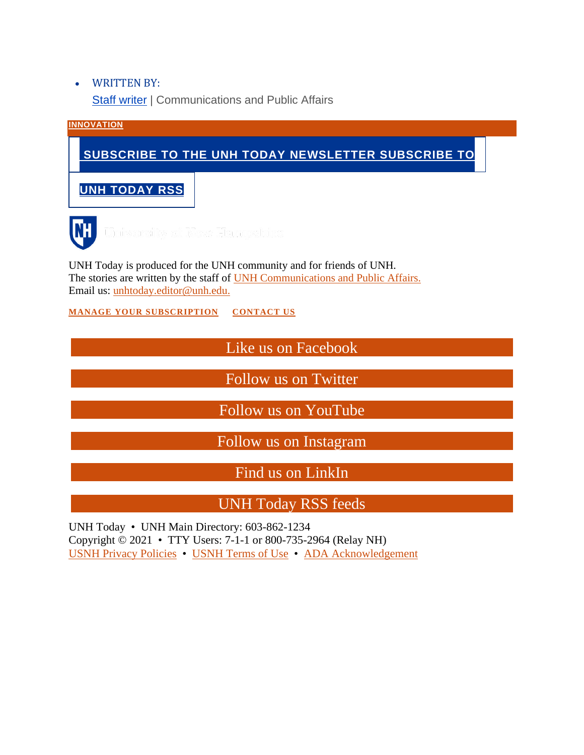- WRITTEN BY:

  Staff writer | Communications and Public Affairs

INNOVATION

SUBSCRIBE TO THE UNH TODAY NEWSLETTER SUBSCRIBE TO

UNH TODAY RSS

UNH Today is produced for the UNH community and for friends of UNH.
The stories are written by the staff of UNH Communications and Public Affairs.
Email us: unhtoday.editor@unh.edu.

MANAGE YOUR SUBSCRIPTION CONTACT US

Like us on Facebook

Follow us on Twitter

Follow us on YouTube

Follow us on Instagram

Find us on LinkIn

UNH Today RSS feeds

UNH Today • UNH Main Directory: 603-862-1234
Copyright © 2021 • TTY Users: 7-1-1 or 800-735-2964 (Relay NH)
USNH Privacy Policies • USNH Terms of Use • ADA Acknowledgement